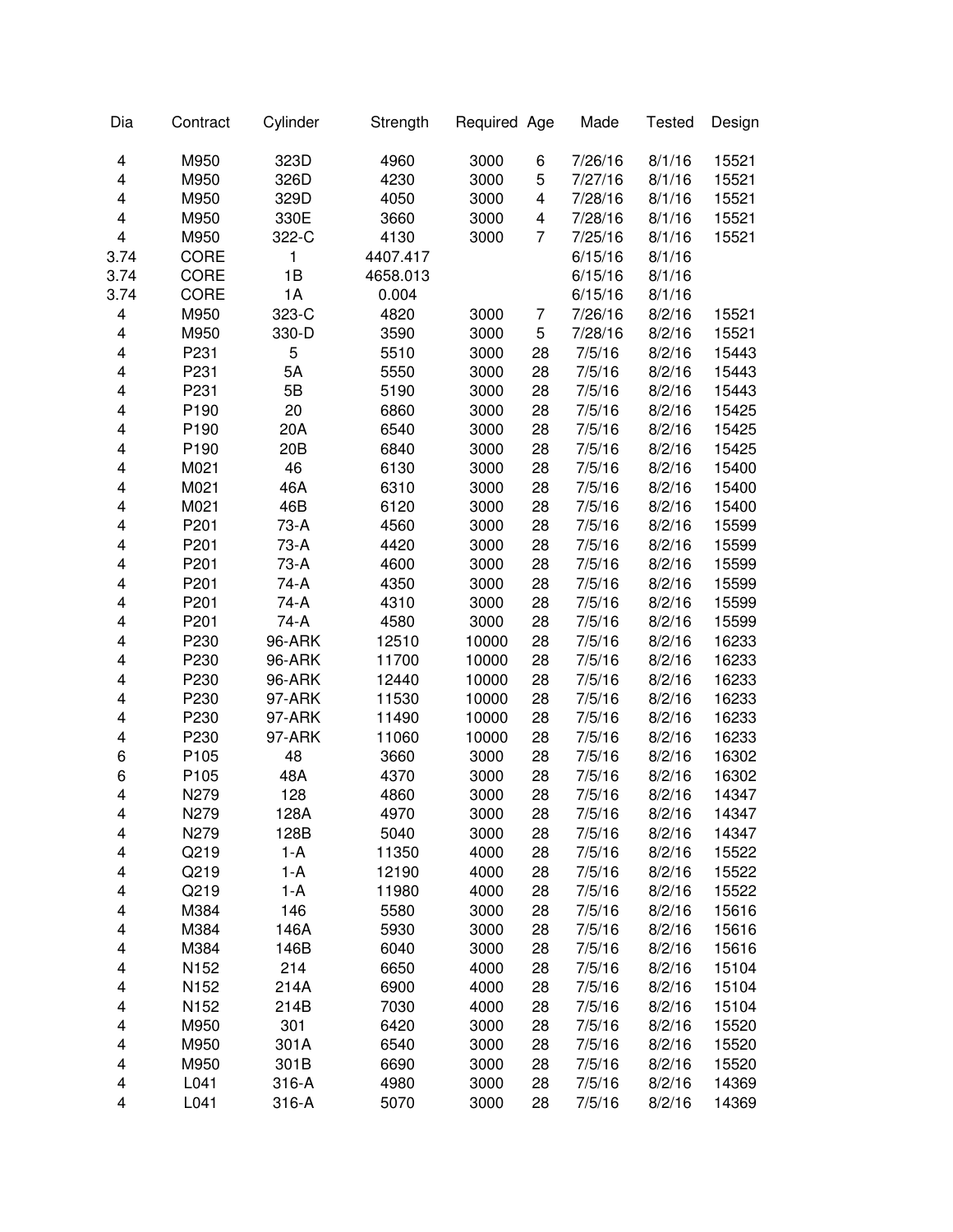| Dia | Contract | Cylinder | Strength | Required | Age | Made | Tested | Design |
|---|---|---|---|---|---|---|---|---|
| 4 | M950 | 323D | 4960 | 3000 | 6 | 7/26/16 | 8/1/16 | 15521 |
| 4 | M950 | 326D | 4230 | 3000 | 5 | 7/27/16 | 8/1/16 | 15521 |
| 4 | M950 | 329D | 4050 | 3000 | 4 | 7/28/16 | 8/1/16 | 15521 |
| 4 | M950 | 330E | 3660 | 3000 | 4 | 7/28/16 | 8/1/16 | 15521 |
| 4 | M950 | 322-C | 4130 | 3000 | 7 | 7/25/16 | 8/1/16 | 15521 |
| 3.74 | CORE | 1 | 4407.417 | | | 6/15/16 | 8/1/16 | |
| 3.74 | CORE | 1B | 4658.013 | | | 6/15/16 | 8/1/16 | |
| 3.74 | CORE | 1A | 0.004 | | | 6/15/16 | 8/1/16 | |
| 4 | M950 | 323-C | 4820 | 3000 | 7 | 7/26/16 | 8/2/16 | 15521 |
| 4 | M950 | 330-D | 3590 | 3000 | 5 | 7/28/16 | 8/2/16 | 15521 |
| 4 | P231 | 5 | 5510 | 3000 | 28 | 7/5/16 | 8/2/16 | 15443 |
| 4 | P231 | 5A | 5550 | 3000 | 28 | 7/5/16 | 8/2/16 | 15443 |
| 4 | P231 | 5B | 5190 | 3000 | 28 | 7/5/16 | 8/2/16 | 15443 |
| 4 | P190 | 20 | 6860 | 3000 | 28 | 7/5/16 | 8/2/16 | 15425 |
| 4 | P190 | 20A | 6540 | 3000 | 28 | 7/5/16 | 8/2/16 | 15425 |
| 4 | P190 | 20B | 6840 | 3000 | 28 | 7/5/16 | 8/2/16 | 15425 |
| 4 | M021 | 46 | 6130 | 3000 | 28 | 7/5/16 | 8/2/16 | 15400 |
| 4 | M021 | 46A | 6310 | 3000 | 28 | 7/5/16 | 8/2/16 | 15400 |
| 4 | M021 | 46B | 6120 | 3000 | 28 | 7/5/16 | 8/2/16 | 15400 |
| 4 | P201 | 73-A | 4560 | 3000 | 28 | 7/5/16 | 8/2/16 | 15599 |
| 4 | P201 | 73-A | 4420 | 3000 | 28 | 7/5/16 | 8/2/16 | 15599 |
| 4 | P201 | 73-A | 4600 | 3000 | 28 | 7/5/16 | 8/2/16 | 15599 |
| 4 | P201 | 74-A | 4350 | 3000 | 28 | 7/5/16 | 8/2/16 | 15599 |
| 4 | P201 | 74-A | 4310 | 3000 | 28 | 7/5/16 | 8/2/16 | 15599 |
| 4 | P201 | 74-A | 4580 | 3000 | 28 | 7/5/16 | 8/2/16 | 15599 |
| 4 | P230 | 96-ARK | 12510 | 10000 | 28 | 7/5/16 | 8/2/16 | 16233 |
| 4 | P230 | 96-ARK | 11700 | 10000 | 28 | 7/5/16 | 8/2/16 | 16233 |
| 4 | P230 | 96-ARK | 12440 | 10000 | 28 | 7/5/16 | 8/2/16 | 16233 |
| 4 | P230 | 97-ARK | 11530 | 10000 | 28 | 7/5/16 | 8/2/16 | 16233 |
| 4 | P230 | 97-ARK | 11490 | 10000 | 28 | 7/5/16 | 8/2/16 | 16233 |
| 4 | P230 | 97-ARK | 11060 | 10000 | 28 | 7/5/16 | 8/2/16 | 16233 |
| 6 | P105 | 48 | 3660 | 3000 | 28 | 7/5/16 | 8/2/16 | 16302 |
| 6 | P105 | 48A | 4370 | 3000 | 28 | 7/5/16 | 8/2/16 | 16302 |
| 4 | N279 | 128 | 4860 | 3000 | 28 | 7/5/16 | 8/2/16 | 14347 |
| 4 | N279 | 128A | 4970 | 3000 | 28 | 7/5/16 | 8/2/16 | 14347 |
| 4 | N279 | 128B | 5040 | 3000 | 28 | 7/5/16 | 8/2/16 | 14347 |
| 4 | Q219 | 1-A | 11350 | 4000 | 28 | 7/5/16 | 8/2/16 | 15522 |
| 4 | Q219 | 1-A | 12190 | 4000 | 28 | 7/5/16 | 8/2/16 | 15522 |
| 4 | Q219 | 1-A | 11980 | 4000 | 28 | 7/5/16 | 8/2/16 | 15522 |
| 4 | M384 | 146 | 5580 | 3000 | 28 | 7/5/16 | 8/2/16 | 15616 |
| 4 | M384 | 146A | 5930 | 3000 | 28 | 7/5/16 | 8/2/16 | 15616 |
| 4 | M384 | 146B | 6040 | 3000 | 28 | 7/5/16 | 8/2/16 | 15616 |
| 4 | N152 | 214 | 6650 | 4000 | 28 | 7/5/16 | 8/2/16 | 15104 |
| 4 | N152 | 214A | 6900 | 4000 | 28 | 7/5/16 | 8/2/16 | 15104 |
| 4 | N152 | 214B | 7030 | 4000 | 28 | 7/5/16 | 8/2/16 | 15104 |
| 4 | M950 | 301 | 6420 | 3000 | 28 | 7/5/16 | 8/2/16 | 15520 |
| 4 | M950 | 301A | 6540 | 3000 | 28 | 7/5/16 | 8/2/16 | 15520 |
| 4 | M950 | 301B | 6690 | 3000 | 28 | 7/5/16 | 8/2/16 | 15520 |
| 4 | L041 | 316-A | 4980 | 3000 | 28 | 7/5/16 | 8/2/16 | 14369 |
| 4 | L041 | 316-A | 5070 | 3000 | 28 | 7/5/16 | 8/2/16 | 14369 |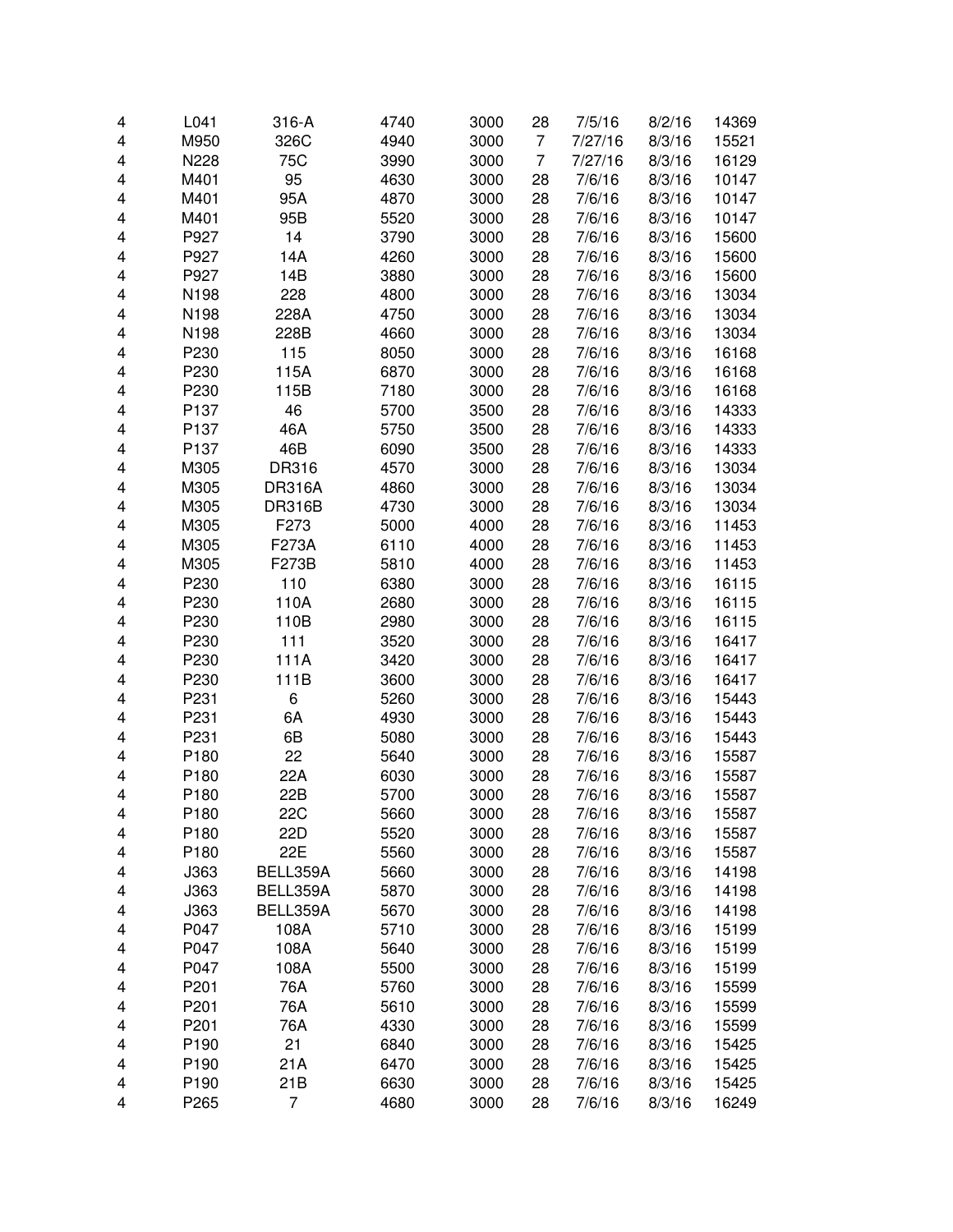| | | | | | | | | |
|---|---|---|---|---|---|---|---|---|
| 4 | L041 | 316-A | 4740 | 3000 | 28 | 7/5/16 | 8/2/16 | 14369 |
| 4 | M950 | 326C | 4940 | 3000 | 7 | 7/27/16 | 8/3/16 | 15521 |
| 4 | N228 | 75C | 3990 | 3000 | 7 | 7/27/16 | 8/3/16 | 16129 |
| 4 | M401 | 95 | 4630 | 3000 | 28 | 7/6/16 | 8/3/16 | 10147 |
| 4 | M401 | 95A | 4870 | 3000 | 28 | 7/6/16 | 8/3/16 | 10147 |
| 4 | M401 | 95B | 5520 | 3000 | 28 | 7/6/16 | 8/3/16 | 10147 |
| 4 | P927 | 14 | 3790 | 3000 | 28 | 7/6/16 | 8/3/16 | 15600 |
| 4 | P927 | 14A | 4260 | 3000 | 28 | 7/6/16 | 8/3/16 | 15600 |
| 4 | P927 | 14B | 3880 | 3000 | 28 | 7/6/16 | 8/3/16 | 15600 |
| 4 | N198 | 228 | 4800 | 3000 | 28 | 7/6/16 | 8/3/16 | 13034 |
| 4 | N198 | 228A | 4750 | 3000 | 28 | 7/6/16 | 8/3/16 | 13034 |
| 4 | N198 | 228B | 4660 | 3000 | 28 | 7/6/16 | 8/3/16 | 13034 |
| 4 | P230 | 115 | 8050 | 3000 | 28 | 7/6/16 | 8/3/16 | 16168 |
| 4 | P230 | 115A | 6870 | 3000 | 28 | 7/6/16 | 8/3/16 | 16168 |
| 4 | P230 | 115B | 7180 | 3000 | 28 | 7/6/16 | 8/3/16 | 16168 |
| 4 | P137 | 46 | 5700 | 3500 | 28 | 7/6/16 | 8/3/16 | 14333 |
| 4 | P137 | 46A | 5750 | 3500 | 28 | 7/6/16 | 8/3/16 | 14333 |
| 4 | P137 | 46B | 6090 | 3500 | 28 | 7/6/16 | 8/3/16 | 14333 |
| 4 | M305 | DR316 | 4570 | 3000 | 28 | 7/6/16 | 8/3/16 | 13034 |
| 4 | M305 | DR316A | 4860 | 3000 | 28 | 7/6/16 | 8/3/16 | 13034 |
| 4 | M305 | DR316B | 4730 | 3000 | 28 | 7/6/16 | 8/3/16 | 13034 |
| 4 | M305 | F273 | 5000 | 4000 | 28 | 7/6/16 | 8/3/16 | 11453 |
| 4 | M305 | F273A | 6110 | 4000 | 28 | 7/6/16 | 8/3/16 | 11453 |
| 4 | M305 | F273B | 5810 | 4000 | 28 | 7/6/16 | 8/3/16 | 11453 |
| 4 | P230 | 110 | 6380 | 3000 | 28 | 7/6/16 | 8/3/16 | 16115 |
| 4 | P230 | 110A | 2680 | 3000 | 28 | 7/6/16 | 8/3/16 | 16115 |
| 4 | P230 | 110B | 2980 | 3000 | 28 | 7/6/16 | 8/3/16 | 16115 |
| 4 | P230 | 111 | 3520 | 3000 | 28 | 7/6/16 | 8/3/16 | 16417 |
| 4 | P230 | 111A | 3420 | 3000 | 28 | 7/6/16 | 8/3/16 | 16417 |
| 4 | P230 | 111B | 3600 | 3000 | 28 | 7/6/16 | 8/3/16 | 16417 |
| 4 | P231 | 6 | 5260 | 3000 | 28 | 7/6/16 | 8/3/16 | 15443 |
| 4 | P231 | 6A | 4930 | 3000 | 28 | 7/6/16 | 8/3/16 | 15443 |
| 4 | P231 | 6B | 5080 | 3000 | 28 | 7/6/16 | 8/3/16 | 15443 |
| 4 | P180 | 22 | 5640 | 3000 | 28 | 7/6/16 | 8/3/16 | 15587 |
| 4 | P180 | 22A | 6030 | 3000 | 28 | 7/6/16 | 8/3/16 | 15587 |
| 4 | P180 | 22B | 5700 | 3000 | 28 | 7/6/16 | 8/3/16 | 15587 |
| 4 | P180 | 22C | 5660 | 3000 | 28 | 7/6/16 | 8/3/16 | 15587 |
| 4 | P180 | 22D | 5520 | 3000 | 28 | 7/6/16 | 8/3/16 | 15587 |
| 4 | P180 | 22E | 5560 | 3000 | 28 | 7/6/16 | 8/3/16 | 15587 |
| 4 | J363 | BELL359A | 5660 | 3000 | 28 | 7/6/16 | 8/3/16 | 14198 |
| 4 | J363 | BELL359A | 5870 | 3000 | 28 | 7/6/16 | 8/3/16 | 14198 |
| 4 | J363 | BELL359A | 5670 | 3000 | 28 | 7/6/16 | 8/3/16 | 14198 |
| 4 | P047 | 108A | 5710 | 3000 | 28 | 7/6/16 | 8/3/16 | 15199 |
| 4 | P047 | 108A | 5640 | 3000 | 28 | 7/6/16 | 8/3/16 | 15199 |
| 4 | P047 | 108A | 5500 | 3000 | 28 | 7/6/16 | 8/3/16 | 15199 |
| 4 | P201 | 76A | 5760 | 3000 | 28 | 7/6/16 | 8/3/16 | 15599 |
| 4 | P201 | 76A | 5610 | 3000 | 28 | 7/6/16 | 8/3/16 | 15599 |
| 4 | P201 | 76A | 4330 | 3000 | 28 | 7/6/16 | 8/3/16 | 15599 |
| 4 | P190 | 21 | 6840 | 3000 | 28 | 7/6/16 | 8/3/16 | 15425 |
| 4 | P190 | 21A | 6470 | 3000 | 28 | 7/6/16 | 8/3/16 | 15425 |
| 4 | P190 | 21B | 6630 | 3000 | 28 | 7/6/16 | 8/3/16 | 15425 |
| 4 | P265 | 7 | 4680 | 3000 | 28 | 7/6/16 | 8/3/16 | 16249 |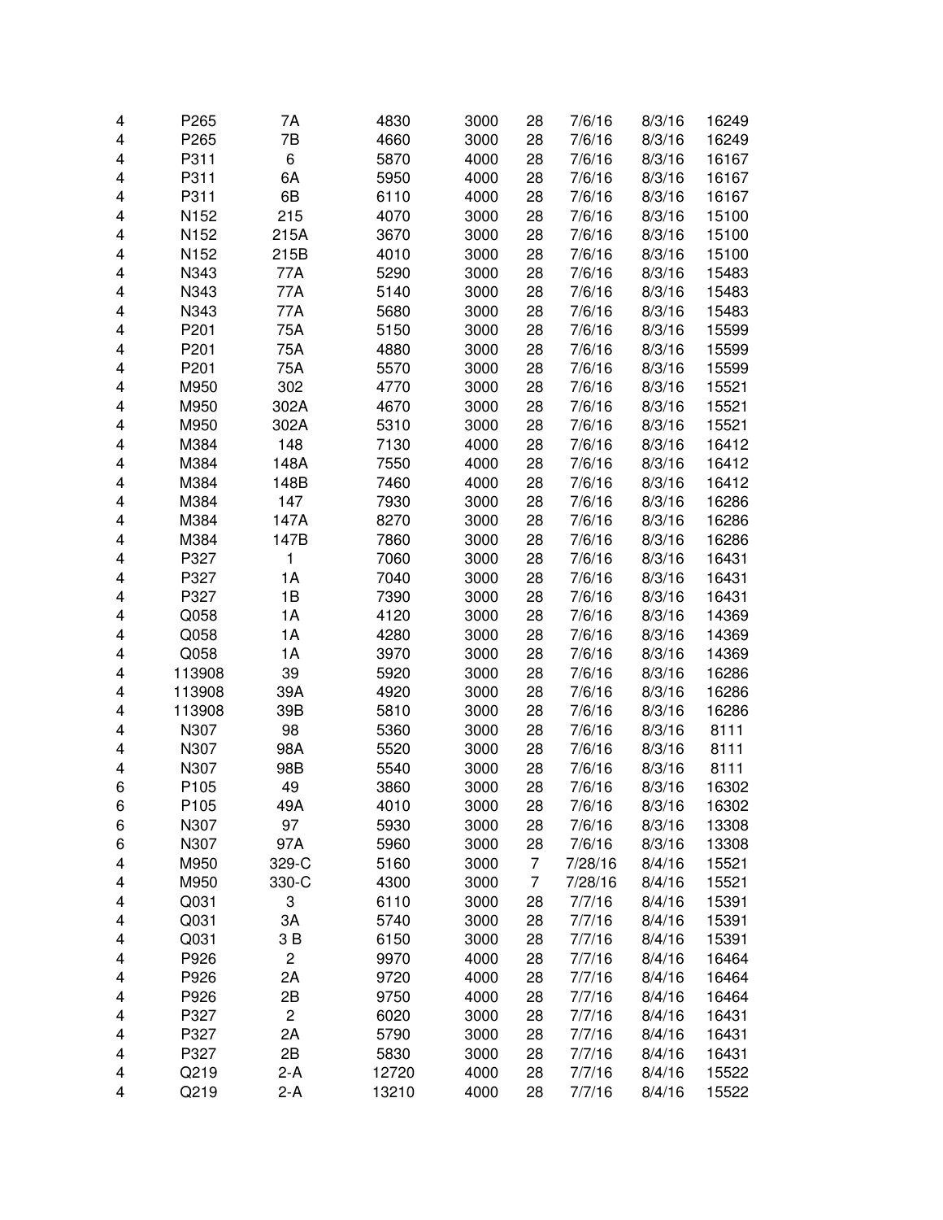|   |   |   |   |   |   |   |   |   |
|---|---|---|---|---|---|---|---|---|
| 4 | P265 | 7A | 4830 | 3000 | 28 | 7/6/16 | 8/3/16 | 16249 |
| 4 | P265 | 7B | 4660 | 3000 | 28 | 7/6/16 | 8/3/16 | 16249 |
| 4 | P311 | 6 | 5870 | 4000 | 28 | 7/6/16 | 8/3/16 | 16167 |
| 4 | P311 | 6A | 5950 | 4000 | 28 | 7/6/16 | 8/3/16 | 16167 |
| 4 | P311 | 6B | 6110 | 4000 | 28 | 7/6/16 | 8/3/16 | 16167 |
| 4 | N152 | 215 | 4070 | 3000 | 28 | 7/6/16 | 8/3/16 | 15100 |
| 4 | N152 | 215A | 3670 | 3000 | 28 | 7/6/16 | 8/3/16 | 15100 |
| 4 | N152 | 215B | 4010 | 3000 | 28 | 7/6/16 | 8/3/16 | 15100 |
| 4 | N343 | 77A | 5290 | 3000 | 28 | 7/6/16 | 8/3/16 | 15483 |
| 4 | N343 | 77A | 5140 | 3000 | 28 | 7/6/16 | 8/3/16 | 15483 |
| 4 | N343 | 77A | 5680 | 3000 | 28 | 7/6/16 | 8/3/16 | 15483 |
| 4 | P201 | 75A | 5150 | 3000 | 28 | 7/6/16 | 8/3/16 | 15599 |
| 4 | P201 | 75A | 4880 | 3000 | 28 | 7/6/16 | 8/3/16 | 15599 |
| 4 | P201 | 75A | 5570 | 3000 | 28 | 7/6/16 | 8/3/16 | 15599 |
| 4 | M950 | 302 | 4770 | 3000 | 28 | 7/6/16 | 8/3/16 | 15521 |
| 4 | M950 | 302A | 4670 | 3000 | 28 | 7/6/16 | 8/3/16 | 15521 |
| 4 | M950 | 302A | 5310 | 3000 | 28 | 7/6/16 | 8/3/16 | 15521 |
| 4 | M384 | 148 | 7130 | 4000 | 28 | 7/6/16 | 8/3/16 | 16412 |
| 4 | M384 | 148A | 7550 | 4000 | 28 | 7/6/16 | 8/3/16 | 16412 |
| 4 | M384 | 148B | 7460 | 4000 | 28 | 7/6/16 | 8/3/16 | 16412 |
| 4 | M384 | 147 | 7930 | 3000 | 28 | 7/6/16 | 8/3/16 | 16286 |
| 4 | M384 | 147A | 8270 | 3000 | 28 | 7/6/16 | 8/3/16 | 16286 |
| 4 | M384 | 147B | 7860 | 3000 | 28 | 7/6/16 | 8/3/16 | 16286 |
| 4 | P327 | 1 | 7060 | 3000 | 28 | 7/6/16 | 8/3/16 | 16431 |
| 4 | P327 | 1A | 7040 | 3000 | 28 | 7/6/16 | 8/3/16 | 16431 |
| 4 | P327 | 1B | 7390 | 3000 | 28 | 7/6/16 | 8/3/16 | 16431 |
| 4 | Q058 | 1A | 4120 | 3000 | 28 | 7/6/16 | 8/3/16 | 14369 |
| 4 | Q058 | 1A | 4280 | 3000 | 28 | 7/6/16 | 8/3/16 | 14369 |
| 4 | Q058 | 1A | 3970 | 3000 | 28 | 7/6/16 | 8/3/16 | 14369 |
| 4 | 113908 | 39 | 5920 | 3000 | 28 | 7/6/16 | 8/3/16 | 16286 |
| 4 | 113908 | 39A | 4920 | 3000 | 28 | 7/6/16 | 8/3/16 | 16286 |
| 4 | 113908 | 39B | 5810 | 3000 | 28 | 7/6/16 | 8/3/16 | 16286 |
| 4 | N307 | 98 | 5360 | 3000 | 28 | 7/6/16 | 8/3/16 | 8111 |
| 4 | N307 | 98A | 5520 | 3000 | 28 | 7/6/16 | 8/3/16 | 8111 |
| 4 | N307 | 98B | 5540 | 3000 | 28 | 7/6/16 | 8/3/16 | 8111 |
| 6 | P105 | 49 | 3860 | 3000 | 28 | 7/6/16 | 8/3/16 | 16302 |
| 6 | P105 | 49A | 4010 | 3000 | 28 | 7/6/16 | 8/3/16 | 16302 |
| 6 | N307 | 97 | 5930 | 3000 | 28 | 7/6/16 | 8/3/16 | 13308 |
| 6 | N307 | 97A | 5960 | 3000 | 28 | 7/6/16 | 8/3/16 | 13308 |
| 4 | M950 | 329-C | 5160 | 3000 | 7 | 7/28/16 | 8/4/16 | 15521 |
| 4 | M950 | 330-C | 4300 | 3000 | 7 | 7/28/16 | 8/4/16 | 15521 |
| 4 | Q031 | 3 | 6110 | 3000 | 28 | 7/7/16 | 8/4/16 | 15391 |
| 4 | Q031 | 3A | 5740 | 3000 | 28 | 7/7/16 | 8/4/16 | 15391 |
| 4 | Q031 | 3 B | 6150 | 3000 | 28 | 7/7/16 | 8/4/16 | 15391 |
| 4 | P926 | 2 | 9970 | 4000 | 28 | 7/7/16 | 8/4/16 | 16464 |
| 4 | P926 | 2A | 9720 | 4000 | 28 | 7/7/16 | 8/4/16 | 16464 |
| 4 | P926 | 2B | 9750 | 4000 | 28 | 7/7/16 | 8/4/16 | 16464 |
| 4 | P327 | 2 | 6020 | 3000 | 28 | 7/7/16 | 8/4/16 | 16431 |
| 4 | P327 | 2A | 5790 | 3000 | 28 | 7/7/16 | 8/4/16 | 16431 |
| 4 | P327 | 2B | 5830 | 3000 | 28 | 7/7/16 | 8/4/16 | 16431 |
| 4 | Q219 | 2-A | 12720 | 4000 | 28 | 7/7/16 | 8/4/16 | 15522 |
| 4 | Q219 | 2-A | 13210 | 4000 | 28 | 7/7/16 | 8/4/16 | 15522 |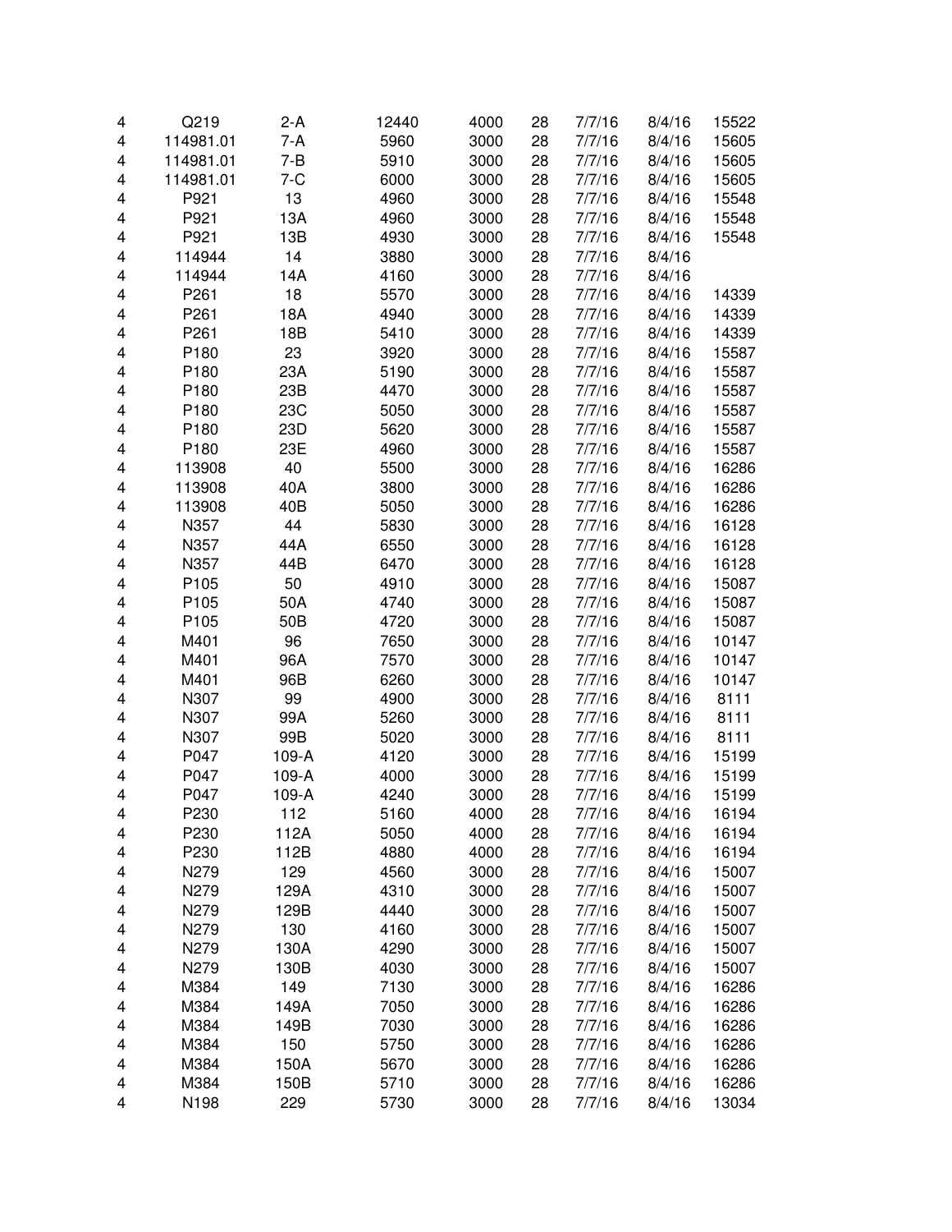| | | | | | | | | |
|---|---|---|---|---|---|---|---|---|
| 4 | Q219 | 2-A | 12440 | 4000 | 28 | 7/7/16 | 8/4/16 | 15522 |
| 4 | 114981.01 | 7-A | 5960 | 3000 | 28 | 7/7/16 | 8/4/16 | 15605 |
| 4 | 114981.01 | 7-B | 5910 | 3000 | 28 | 7/7/16 | 8/4/16 | 15605 |
| 4 | 114981.01 | 7-C | 6000 | 3000 | 28 | 7/7/16 | 8/4/16 | 15605 |
| 4 | P921 | 13 | 4960 | 3000 | 28 | 7/7/16 | 8/4/16 | 15548 |
| 4 | P921 | 13A | 4960 | 3000 | 28 | 7/7/16 | 8/4/16 | 15548 |
| 4 | P921 | 13B | 4930 | 3000 | 28 | 7/7/16 | 8/4/16 | 15548 |
| 4 | 114944 | 14 | 3880 | 3000 | 28 | 7/7/16 | 8/4/16 | |
| 4 | 114944 | 14A | 4160 | 3000 | 28 | 7/7/16 | 8/4/16 | |
| 4 | P261 | 18 | 5570 | 3000 | 28 | 7/7/16 | 8/4/16 | 14339 |
| 4 | P261 | 18A | 4940 | 3000 | 28 | 7/7/16 | 8/4/16 | 14339 |
| 4 | P261 | 18B | 5410 | 3000 | 28 | 7/7/16 | 8/4/16 | 14339 |
| 4 | P180 | 23 | 3920 | 3000 | 28 | 7/7/16 | 8/4/16 | 15587 |
| 4 | P180 | 23A | 5190 | 3000 | 28 | 7/7/16 | 8/4/16 | 15587 |
| 4 | P180 | 23B | 4470 | 3000 | 28 | 7/7/16 | 8/4/16 | 15587 |
| 4 | P180 | 23C | 5050 | 3000 | 28 | 7/7/16 | 8/4/16 | 15587 |
| 4 | P180 | 23D | 5620 | 3000 | 28 | 7/7/16 | 8/4/16 | 15587 |
| 4 | P180 | 23E | 4960 | 3000 | 28 | 7/7/16 | 8/4/16 | 15587 |
| 4 | 113908 | 40 | 5500 | 3000 | 28 | 7/7/16 | 8/4/16 | 16286 |
| 4 | 113908 | 40A | 3800 | 3000 | 28 | 7/7/16 | 8/4/16 | 16286 |
| 4 | 113908 | 40B | 5050 | 3000 | 28 | 7/7/16 | 8/4/16 | 16286 |
| 4 | N357 | 44 | 5830 | 3000 | 28 | 7/7/16 | 8/4/16 | 16128 |
| 4 | N357 | 44A | 6550 | 3000 | 28 | 7/7/16 | 8/4/16 | 16128 |
| 4 | N357 | 44B | 6470 | 3000 | 28 | 7/7/16 | 8/4/16 | 16128 |
| 4 | P105 | 50 | 4910 | 3000 | 28 | 7/7/16 | 8/4/16 | 15087 |
| 4 | P105 | 50A | 4740 | 3000 | 28 | 7/7/16 | 8/4/16 | 15087 |
| 4 | P105 | 50B | 4720 | 3000 | 28 | 7/7/16 | 8/4/16 | 15087 |
| 4 | M401 | 96 | 7650 | 3000 | 28 | 7/7/16 | 8/4/16 | 10147 |
| 4 | M401 | 96A | 7570 | 3000 | 28 | 7/7/16 | 8/4/16 | 10147 |
| 4 | M401 | 96B | 6260 | 3000 | 28 | 7/7/16 | 8/4/16 | 10147 |
| 4 | N307 | 99 | 4900 | 3000 | 28 | 7/7/16 | 8/4/16 | 8111 |
| 4 | N307 | 99A | 5260 | 3000 | 28 | 7/7/16 | 8/4/16 | 8111 |
| 4 | N307 | 99B | 5020 | 3000 | 28 | 7/7/16 | 8/4/16 | 8111 |
| 4 | P047 | 109-A | 4120 | 3000 | 28 | 7/7/16 | 8/4/16 | 15199 |
| 4 | P047 | 109-A | 4000 | 3000 | 28 | 7/7/16 | 8/4/16 | 15199 |
| 4 | P047 | 109-A | 4240 | 3000 | 28 | 7/7/16 | 8/4/16 | 15199 |
| 4 | P230 | 112 | 5160 | 4000 | 28 | 7/7/16 | 8/4/16 | 16194 |
| 4 | P230 | 112A | 5050 | 4000 | 28 | 7/7/16 | 8/4/16 | 16194 |
| 4 | P230 | 112B | 4880 | 4000 | 28 | 7/7/16 | 8/4/16 | 16194 |
| 4 | N279 | 129 | 4560 | 3000 | 28 | 7/7/16 | 8/4/16 | 15007 |
| 4 | N279 | 129A | 4310 | 3000 | 28 | 7/7/16 | 8/4/16 | 15007 |
| 4 | N279 | 129B | 4440 | 3000 | 28 | 7/7/16 | 8/4/16 | 15007 |
| 4 | N279 | 130 | 4160 | 3000 | 28 | 7/7/16 | 8/4/16 | 15007 |
| 4 | N279 | 130A | 4290 | 3000 | 28 | 7/7/16 | 8/4/16 | 15007 |
| 4 | N279 | 130B | 4030 | 3000 | 28 | 7/7/16 | 8/4/16 | 15007 |
| 4 | M384 | 149 | 7130 | 3000 | 28 | 7/7/16 | 8/4/16 | 16286 |
| 4 | M384 | 149A | 7050 | 3000 | 28 | 7/7/16 | 8/4/16 | 16286 |
| 4 | M384 | 149B | 7030 | 3000 | 28 | 7/7/16 | 8/4/16 | 16286 |
| 4 | M384 | 150 | 5750 | 3000 | 28 | 7/7/16 | 8/4/16 | 16286 |
| 4 | M384 | 150A | 5670 | 3000 | 28 | 7/7/16 | 8/4/16 | 16286 |
| 4 | M384 | 150B | 5710 | 3000 | 28 | 7/7/16 | 8/4/16 | 16286 |
| 4 | N198 | 229 | 5730 | 3000 | 28 | 7/7/16 | 8/4/16 | 13034 |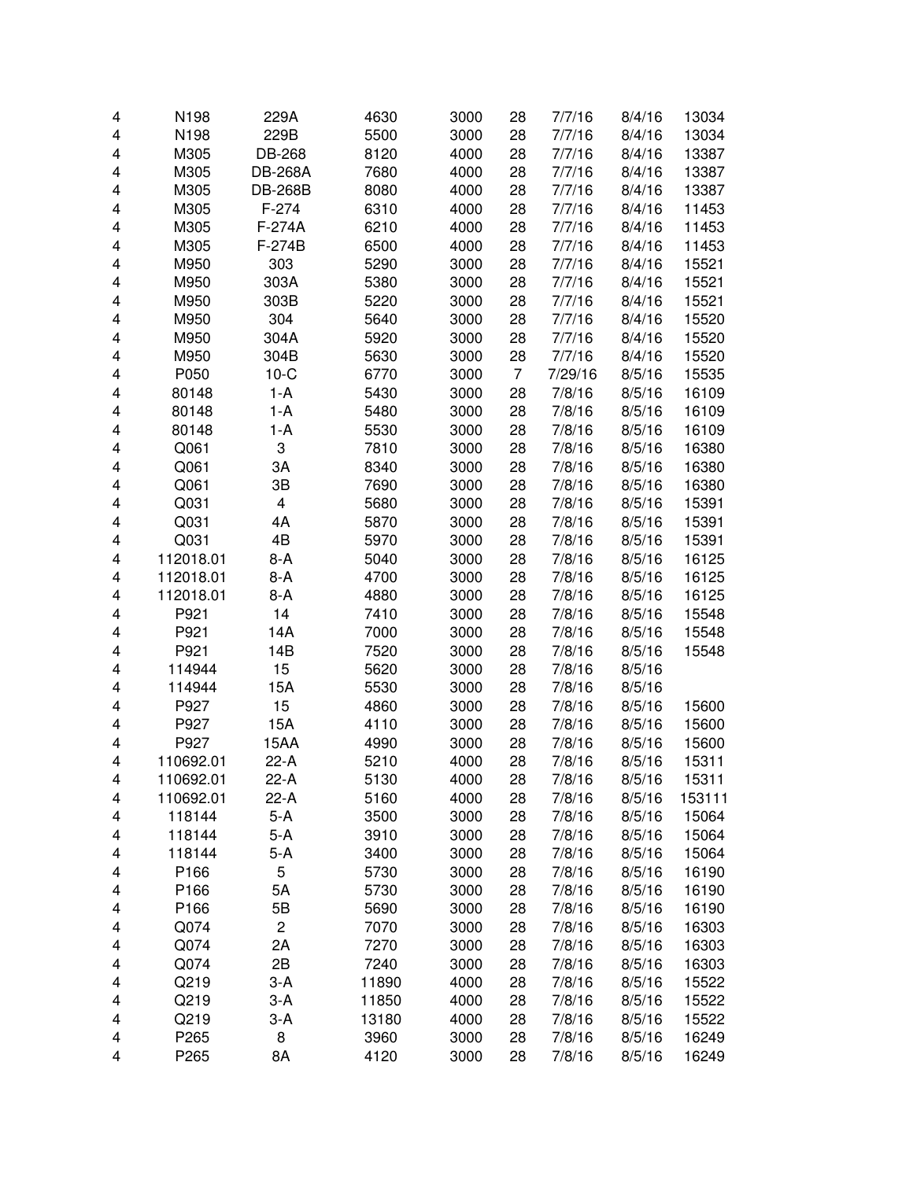| | | | | | | | | |
|---|---|---|---|---|---|---|---|---|
| 4 | N198 | 229A | 4630 | 3000 | 28 | 7/7/16 | 8/4/16 | 13034 |
| 4 | N198 | 229B | 5500 | 3000 | 28 | 7/7/16 | 8/4/16 | 13034 |
| 4 | M305 | DB-268 | 8120 | 4000 | 28 | 7/7/16 | 8/4/16 | 13387 |
| 4 | M305 | DB-268A | 7680 | 4000 | 28 | 7/7/16 | 8/4/16 | 13387 |
| 4 | M305 | DB-268B | 8080 | 4000 | 28 | 7/7/16 | 8/4/16 | 13387 |
| 4 | M305 | F-274 | 6310 | 4000 | 28 | 7/7/16 | 8/4/16 | 11453 |
| 4 | M305 | F-274A | 6210 | 4000 | 28 | 7/7/16 | 8/4/16 | 11453 |
| 4 | M305 | F-274B | 6500 | 4000 | 28 | 7/7/16 | 8/4/16 | 11453 |
| 4 | M950 | 303 | 5290 | 3000 | 28 | 7/7/16 | 8/4/16 | 15521 |
| 4 | M950 | 303A | 5380 | 3000 | 28 | 7/7/16 | 8/4/16 | 15521 |
| 4 | M950 | 303B | 5220 | 3000 | 28 | 7/7/16 | 8/4/16 | 15521 |
| 4 | M950 | 304 | 5640 | 3000 | 28 | 7/7/16 | 8/4/16 | 15520 |
| 4 | M950 | 304A | 5920 | 3000 | 28 | 7/7/16 | 8/4/16 | 15520 |
| 4 | M950 | 304B | 5630 | 3000 | 28 | 7/7/16 | 8/4/16 | 15520 |
| 4 | P050 | 10-C | 6770 | 3000 | 7 | 7/29/16 | 8/5/16 | 15535 |
| 4 | 80148 | 1-A | 5430 | 3000 | 28 | 7/8/16 | 8/5/16 | 16109 |
| 4 | 80148 | 1-A | 5480 | 3000 | 28 | 7/8/16 | 8/5/16 | 16109 |
| 4 | 80148 | 1-A | 5530 | 3000 | 28 | 7/8/16 | 8/5/16 | 16109 |
| 4 | Q061 | 3 | 7810 | 3000 | 28 | 7/8/16 | 8/5/16 | 16380 |
| 4 | Q061 | 3A | 8340 | 3000 | 28 | 7/8/16 | 8/5/16 | 16380 |
| 4 | Q061 | 3B | 7690 | 3000 | 28 | 7/8/16 | 8/5/16 | 16380 |
| 4 | Q031 | 4 | 5680 | 3000 | 28 | 7/8/16 | 8/5/16 | 15391 |
| 4 | Q031 | 4A | 5870 | 3000 | 28 | 7/8/16 | 8/5/16 | 15391 |
| 4 | Q031 | 4B | 5970 | 3000 | 28 | 7/8/16 | 8/5/16 | 15391 |
| 4 | 112018.01 | 8-A | 5040 | 3000 | 28 | 7/8/16 | 8/5/16 | 16125 |
| 4 | 112018.01 | 8-A | 4700 | 3000 | 28 | 7/8/16 | 8/5/16 | 16125 |
| 4 | 112018.01 | 8-A | 4880 | 3000 | 28 | 7/8/16 | 8/5/16 | 16125 |
| 4 | P921 | 14 | 7410 | 3000 | 28 | 7/8/16 | 8/5/16 | 15548 |
| 4 | P921 | 14A | 7000 | 3000 | 28 | 7/8/16 | 8/5/16 | 15548 |
| 4 | P921 | 14B | 7520 | 3000 | 28 | 7/8/16 | 8/5/16 | 15548 |
| 4 | 114944 | 15 | 5620 | 3000 | 28 | 7/8/16 | 8/5/16 | |
| 4 | 114944 | 15A | 5530 | 3000 | 28 | 7/8/16 | 8/5/16 | |
| 4 | P927 | 15 | 4860 | 3000 | 28 | 7/8/16 | 8/5/16 | 15600 |
| 4 | P927 | 15A | 4110 | 3000 | 28 | 7/8/16 | 8/5/16 | 15600 |
| 4 | P927 | 15AA | 4990 | 3000 | 28 | 7/8/16 | 8/5/16 | 15600 |
| 4 | 110692.01 | 22-A | 5210 | 4000 | 28 | 7/8/16 | 8/5/16 | 15311 |
| 4 | 110692.01 | 22-A | 5130 | 4000 | 28 | 7/8/16 | 8/5/16 | 15311 |
| 4 | 110692.01 | 22-A | 5160 | 4000 | 28 | 7/8/16 | 8/5/16 | 153111 |
| 4 | 118144 | 5-A | 3500 | 3000 | 28 | 7/8/16 | 8/5/16 | 15064 |
| 4 | 118144 | 5-A | 3910 | 3000 | 28 | 7/8/16 | 8/5/16 | 15064 |
| 4 | 118144 | 5-A | 3400 | 3000 | 28 | 7/8/16 | 8/5/16 | 15064 |
| 4 | P166 | 5 | 5730 | 3000 | 28 | 7/8/16 | 8/5/16 | 16190 |
| 4 | P166 | 5A | 5730 | 3000 | 28 | 7/8/16 | 8/5/16 | 16190 |
| 4 | P166 | 5B | 5690 | 3000 | 28 | 7/8/16 | 8/5/16 | 16190 |
| 4 | Q074 | 2 | 7070 | 3000 | 28 | 7/8/16 | 8/5/16 | 16303 |
| 4 | Q074 | 2A | 7270 | 3000 | 28 | 7/8/16 | 8/5/16 | 16303 |
| 4 | Q074 | 2B | 7240 | 3000 | 28 | 7/8/16 | 8/5/16 | 16303 |
| 4 | Q219 | 3-A | 11890 | 4000 | 28 | 7/8/16 | 8/5/16 | 15522 |
| 4 | Q219 | 3-A | 11850 | 4000 | 28 | 7/8/16 | 8/5/16 | 15522 |
| 4 | Q219 | 3-A | 13180 | 4000 | 28 | 7/8/16 | 8/5/16 | 15522 |
| 4 | P265 | 8 | 3960 | 3000 | 28 | 7/8/16 | 8/5/16 | 16249 |
| 4 | P265 | 8A | 4120 | 3000 | 28 | 7/8/16 | 8/5/16 | 16249 |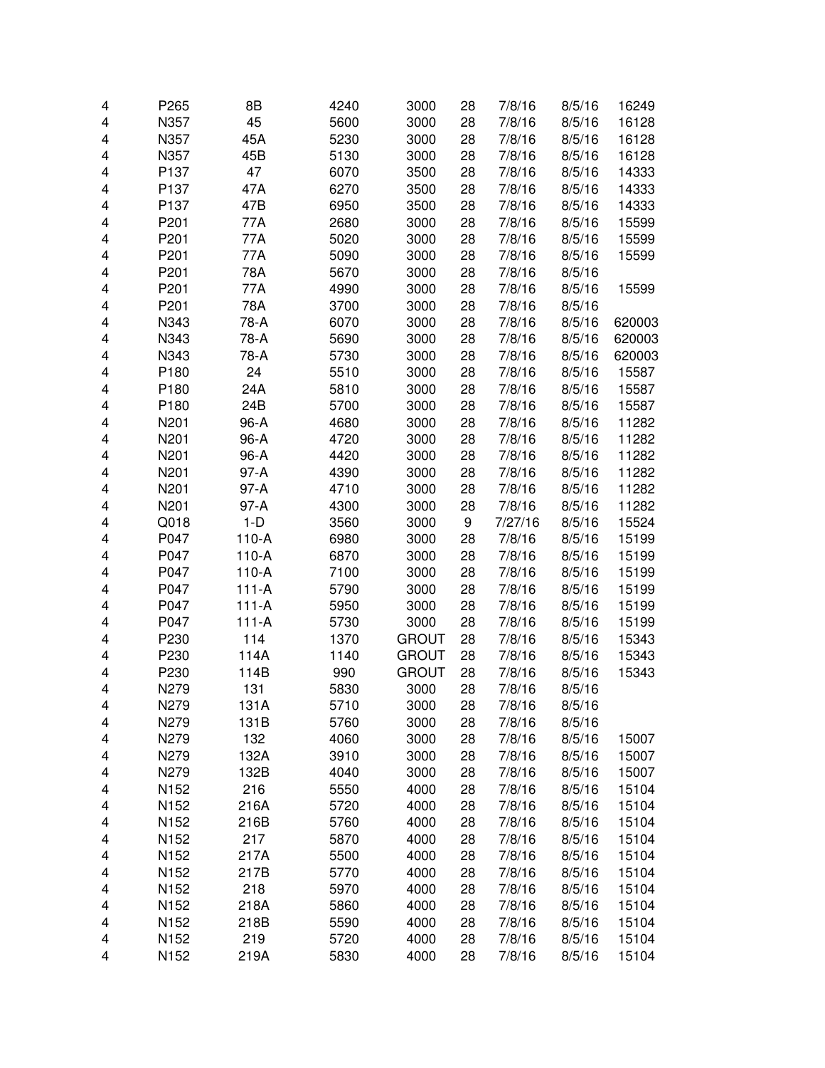| | | | | | | | | |
|---|---|---|---|---|---|---|---|---|
| 4 | P265 | 8B | 4240 | 3000 | 28 | 7/8/16 | 8/5/16 | 16249 |
| 4 | N357 | 45 | 5600 | 3000 | 28 | 7/8/16 | 8/5/16 | 16128 |
| 4 | N357 | 45A | 5230 | 3000 | 28 | 7/8/16 | 8/5/16 | 16128 |
| 4 | N357 | 45B | 5130 | 3000 | 28 | 7/8/16 | 8/5/16 | 16128 |
| 4 | P137 | 47 | 6070 | 3500 | 28 | 7/8/16 | 8/5/16 | 14333 |
| 4 | P137 | 47A | 6270 | 3500 | 28 | 7/8/16 | 8/5/16 | 14333 |
| 4 | P137 | 47B | 6950 | 3500 | 28 | 7/8/16 | 8/5/16 | 14333 |
| 4 | P201 | 77A | 2680 | 3000 | 28 | 7/8/16 | 8/5/16 | 15599 |
| 4 | P201 | 77A | 5020 | 3000 | 28 | 7/8/16 | 8/5/16 | 15599 |
| 4 | P201 | 77A | 5090 | 3000 | 28 | 7/8/16 | 8/5/16 | 15599 |
| 4 | P201 | 78A | 5670 | 3000 | 28 | 7/8/16 | 8/5/16 | |
| 4 | P201 | 77A | 4990 | 3000 | 28 | 7/8/16 | 8/5/16 | 15599 |
| 4 | P201 | 78A | 3700 | 3000 | 28 | 7/8/16 | 8/5/16 | |
| 4 | N343 | 78-A | 6070 | 3000 | 28 | 7/8/16 | 8/5/16 | 620003 |
| 4 | N343 | 78-A | 5690 | 3000 | 28 | 7/8/16 | 8/5/16 | 620003 |
| 4 | N343 | 78-A | 5730 | 3000 | 28 | 7/8/16 | 8/5/16 | 620003 |
| 4 | P180 | 24 | 5510 | 3000 | 28 | 7/8/16 | 8/5/16 | 15587 |
| 4 | P180 | 24A | 5810 | 3000 | 28 | 7/8/16 | 8/5/16 | 15587 |
| 4 | P180 | 24B | 5700 | 3000 | 28 | 7/8/16 | 8/5/16 | 15587 |
| 4 | N201 | 96-A | 4680 | 3000 | 28 | 7/8/16 | 8/5/16 | 11282 |
| 4 | N201 | 96-A | 4720 | 3000 | 28 | 7/8/16 | 8/5/16 | 11282 |
| 4 | N201 | 96-A | 4420 | 3000 | 28 | 7/8/16 | 8/5/16 | 11282 |
| 4 | N201 | 97-A | 4390 | 3000 | 28 | 7/8/16 | 8/5/16 | 11282 |
| 4 | N201 | 97-A | 4710 | 3000 | 28 | 7/8/16 | 8/5/16 | 11282 |
| 4 | N201 | 97-A | 4300 | 3000 | 28 | 7/8/16 | 8/5/16 | 11282 |
| 4 | Q018 | 1-D | 3560 | 3000 | 9 | 7/27/16 | 8/5/16 | 15524 |
| 4 | P047 | 110-A | 6980 | 3000 | 28 | 7/8/16 | 8/5/16 | 15199 |
| 4 | P047 | 110-A | 6870 | 3000 | 28 | 7/8/16 | 8/5/16 | 15199 |
| 4 | P047 | 110-A | 7100 | 3000 | 28 | 7/8/16 | 8/5/16 | 15199 |
| 4 | P047 | 111-A | 5790 | 3000 | 28 | 7/8/16 | 8/5/16 | 15199 |
| 4 | P047 | 111-A | 5950 | 3000 | 28 | 7/8/16 | 8/5/16 | 15199 |
| 4 | P047 | 111-A | 5730 | 3000 | 28 | 7/8/16 | 8/5/16 | 15199 |
| 4 | P230 | 114 | 1370 | GROUT | 28 | 7/8/16 | 8/5/16 | 15343 |
| 4 | P230 | 114A | 1140 | GROUT | 28 | 7/8/16 | 8/5/16 | 15343 |
| 4 | P230 | 114B | 990 | GROUT | 28 | 7/8/16 | 8/5/16 | 15343 |
| 4 | N279 | 131 | 5830 | 3000 | 28 | 7/8/16 | 8/5/16 | |
| 4 | N279 | 131A | 5710 | 3000 | 28 | 7/8/16 | 8/5/16 | |
| 4 | N279 | 131B | 5760 | 3000 | 28 | 7/8/16 | 8/5/16 | |
| 4 | N279 | 132 | 4060 | 3000 | 28 | 7/8/16 | 8/5/16 | 15007 |
| 4 | N279 | 132A | 3910 | 3000 | 28 | 7/8/16 | 8/5/16 | 15007 |
| 4 | N279 | 132B | 4040 | 3000 | 28 | 7/8/16 | 8/5/16 | 15007 |
| 4 | N152 | 216 | 5550 | 4000 | 28 | 7/8/16 | 8/5/16 | 15104 |
| 4 | N152 | 216A | 5720 | 4000 | 28 | 7/8/16 | 8/5/16 | 15104 |
| 4 | N152 | 216B | 5760 | 4000 | 28 | 7/8/16 | 8/5/16 | 15104 |
| 4 | N152 | 217 | 5870 | 4000 | 28 | 7/8/16 | 8/5/16 | 15104 |
| 4 | N152 | 217A | 5500 | 4000 | 28 | 7/8/16 | 8/5/16 | 15104 |
| 4 | N152 | 217B | 5770 | 4000 | 28 | 7/8/16 | 8/5/16 | 15104 |
| 4 | N152 | 218 | 5970 | 4000 | 28 | 7/8/16 | 8/5/16 | 15104 |
| 4 | N152 | 218A | 5860 | 4000 | 28 | 7/8/16 | 8/5/16 | 15104 |
| 4 | N152 | 218B | 5590 | 4000 | 28 | 7/8/16 | 8/5/16 | 15104 |
| 4 | N152 | 219 | 5720 | 4000 | 28 | 7/8/16 | 8/5/16 | 15104 |
| 4 | N152 | 219A | 5830 | 4000 | 28 | 7/8/16 | 8/5/16 | 15104 |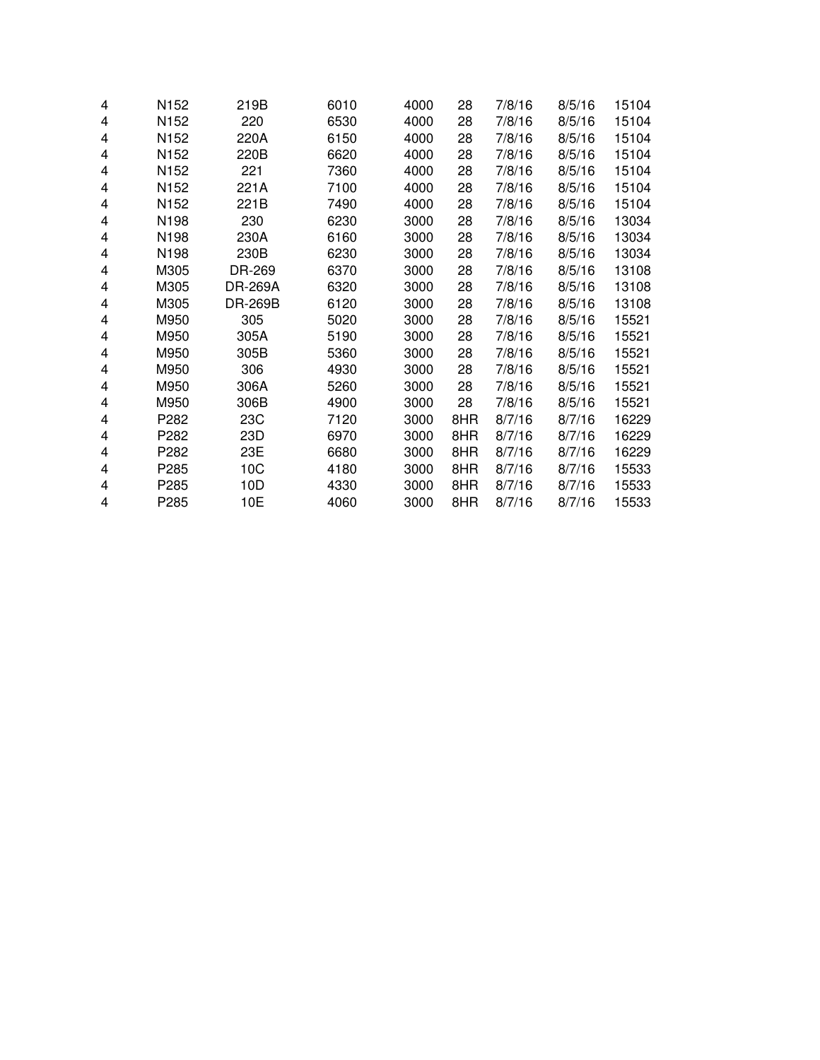| | | | | | | | | |
|---|---|---|---|---|---|---|---|---|
| 4 | N152 | 219B | 6010 | 4000 | 28 | 7/8/16 | 8/5/16 | 15104 |
| 4 | N152 | 220 | 6530 | 4000 | 28 | 7/8/16 | 8/5/16 | 15104 |
| 4 | N152 | 220A | 6150 | 4000 | 28 | 7/8/16 | 8/5/16 | 15104 |
| 4 | N152 | 220B | 6620 | 4000 | 28 | 7/8/16 | 8/5/16 | 15104 |
| 4 | N152 | 221 | 7360 | 4000 | 28 | 7/8/16 | 8/5/16 | 15104 |
| 4 | N152 | 221A | 7100 | 4000 | 28 | 7/8/16 | 8/5/16 | 15104 |
| 4 | N152 | 221B | 7490 | 4000 | 28 | 7/8/16 | 8/5/16 | 15104 |
| 4 | N198 | 230 | 6230 | 3000 | 28 | 7/8/16 | 8/5/16 | 13034 |
| 4 | N198 | 230A | 6160 | 3000 | 28 | 7/8/16 | 8/5/16 | 13034 |
| 4 | N198 | 230B | 6230 | 3000 | 28 | 7/8/16 | 8/5/16 | 13034 |
| 4 | M305 | DR-269 | 6370 | 3000 | 28 | 7/8/16 | 8/5/16 | 13108 |
| 4 | M305 | DR-269A | 6320 | 3000 | 28 | 7/8/16 | 8/5/16 | 13108 |
| 4 | M305 | DR-269B | 6120 | 3000 | 28 | 7/8/16 | 8/5/16 | 13108 |
| 4 | M950 | 305 | 5020 | 3000 | 28 | 7/8/16 | 8/5/16 | 15521 |
| 4 | M950 | 305A | 5190 | 3000 | 28 | 7/8/16 | 8/5/16 | 15521 |
| 4 | M950 | 305B | 5360 | 3000 | 28 | 7/8/16 | 8/5/16 | 15521 |
| 4 | M950 | 306 | 4930 | 3000 | 28 | 7/8/16 | 8/5/16 | 15521 |
| 4 | M950 | 306A | 5260 | 3000 | 28 | 7/8/16 | 8/5/16 | 15521 |
| 4 | M950 | 306B | 4900 | 3000 | 28 | 7/8/16 | 8/5/16 | 15521 |
| 4 | P282 | 23C | 7120 | 3000 | 8HR | 8/7/16 | 8/7/16 | 16229 |
| 4 | P282 | 23D | 6970 | 3000 | 8HR | 8/7/16 | 8/7/16 | 16229 |
| 4 | P282 | 23E | 6680 | 3000 | 8HR | 8/7/16 | 8/7/16 | 16229 |
| 4 | P285 | 10C | 4180 | 3000 | 8HR | 8/7/16 | 8/7/16 | 15533 |
| 4 | P285 | 10D | 4330 | 3000 | 8HR | 8/7/16 | 8/7/16 | 15533 |
| 4 | P285 | 10E | 4060 | 3000 | 8HR | 8/7/16 | 8/7/16 | 15533 |